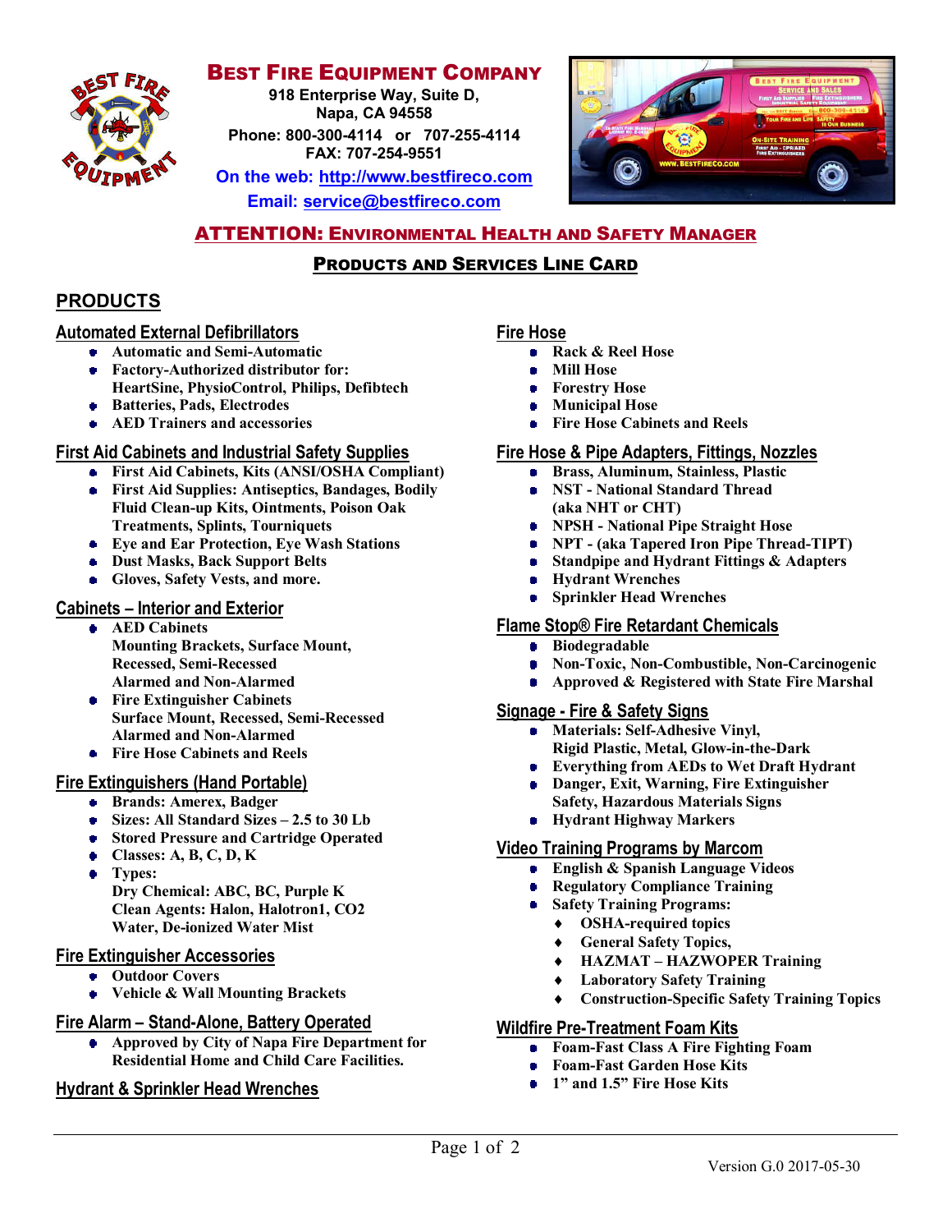# Best Fire Equipment Company

**918 Enterprise Way, Suite D,**
**Napa, CA 94558**
**Phone: 800-300-4114 or 707-255-4114**
**FAX: 707-254-9551**
**On the web: http://www.bestfireco.com**
**Email: service@bestfireco.com**

## ATTENTION: Environmental Health and Safety Manager

### Products and Services Line Card

## PRODUCTS

### Automated External Defibrillators

- Automatic and Semi-Automatic
- Factory-Authorized distributor for: HeartSine, PhysioControl, Philips, Defibtech
- Batteries, Pads, Electrodes
- AED Trainers and accessories

### First Aid Cabinets and Industrial Safety Supplies

- First Aid Cabinets, Kits (ANSI/OSHA Compliant)
- First Aid Supplies: Antiseptics, Bandages, Bodily Fluid Clean-up Kits, Ointments, Poison Oak Treatments, Splints, Tourniquets
- Eye and Ear Protection, Eye Wash Stations
- Dust Masks, Back Support Belts
- Gloves, Safety Vests, and more.

### Cabinets – Interior and Exterior

- AED Cabinets
  Mounting Brackets, Surface Mount, Recessed, Semi-Recessed
  Alarmed and Non-Alarmed
- Fire Extinguisher Cabinets
  Surface Mount, Recessed, Semi-Recessed
  Alarmed and Non-Alarmed
- Fire Hose Cabinets and Reels

### Fire Extinguishers (Hand Portable)

- Brands: Amerex, Badger
- Sizes: All Standard Sizes – 2.5 to 30 Lb
- Stored Pressure and Cartridge Operated
- Classes: A, B, C, D, K
- Types:
  Dry Chemical: ABC, BC, Purple K
  Clean Agents: Halon, Halotron1, CO2
  Water, De-ionized Water Mist

### Fire Extinguisher Accessories

- Outdoor Covers
- Vehicle & Wall Mounting Brackets

### Fire Alarm – Stand-Alone, Battery Operated

- Approved by City of Napa Fire Department for Residential Home and Child Care Facilities.

### Hydrant & Sprinkler Head Wrenches

### Fire Hose

- Rack & Reel Hose
- Mill Hose
- Forestry Hose
- Municipal Hose
- Fire Hose Cabinets and Reels

### Fire Hose & Pipe Adapters, Fittings, Nozzles

- Brass, Aluminum, Stainless, Plastic
- NST - National Standard Thread (aka NHT or CHT)
- NPSH - National Pipe Straight Hose
- NPT - (aka Tapered Iron Pipe Thread-TIPT)
- Standpipe and Hydrant Fittings & Adapters
- Hydrant Wrenches
- Sprinkler Head Wrenches

### Flame Stop® Fire Retardant Chemicals

- Biodegradable
- Non-Toxic, Non-Combustible, Non-Carcinogenic
- Approved & Registered with State Fire Marshal

### Signage - Fire & Safety Signs

- Materials: Self-Adhesive Vinyl, Rigid Plastic, Metal, Glow-in-the-Dark
- Everything from AEDs to Wet Draft Hydrant
- Danger, Exit, Warning, Fire Extinguisher Safety, Hazardous Materials Signs
- Hydrant Highway Markers

### Video Training Programs by Marcom

- English & Spanish Language Videos
- Regulatory Compliance Training
- Safety Training Programs:
  - OSHA-required topics
  - General Safety Topics,
  - HAZMAT – HAZWOPER Training
  - Laboratory Safety Training
  - Construction-Specific Safety Training Topics

### Wildfire Pre-Treatment Foam Kits

- Foam-Fast Class A Fire Fighting Foam
- Foam-Fast Garden Hose Kits
- 1" and 1.5" Fire Hose Kits

Version G.0 2017-05-30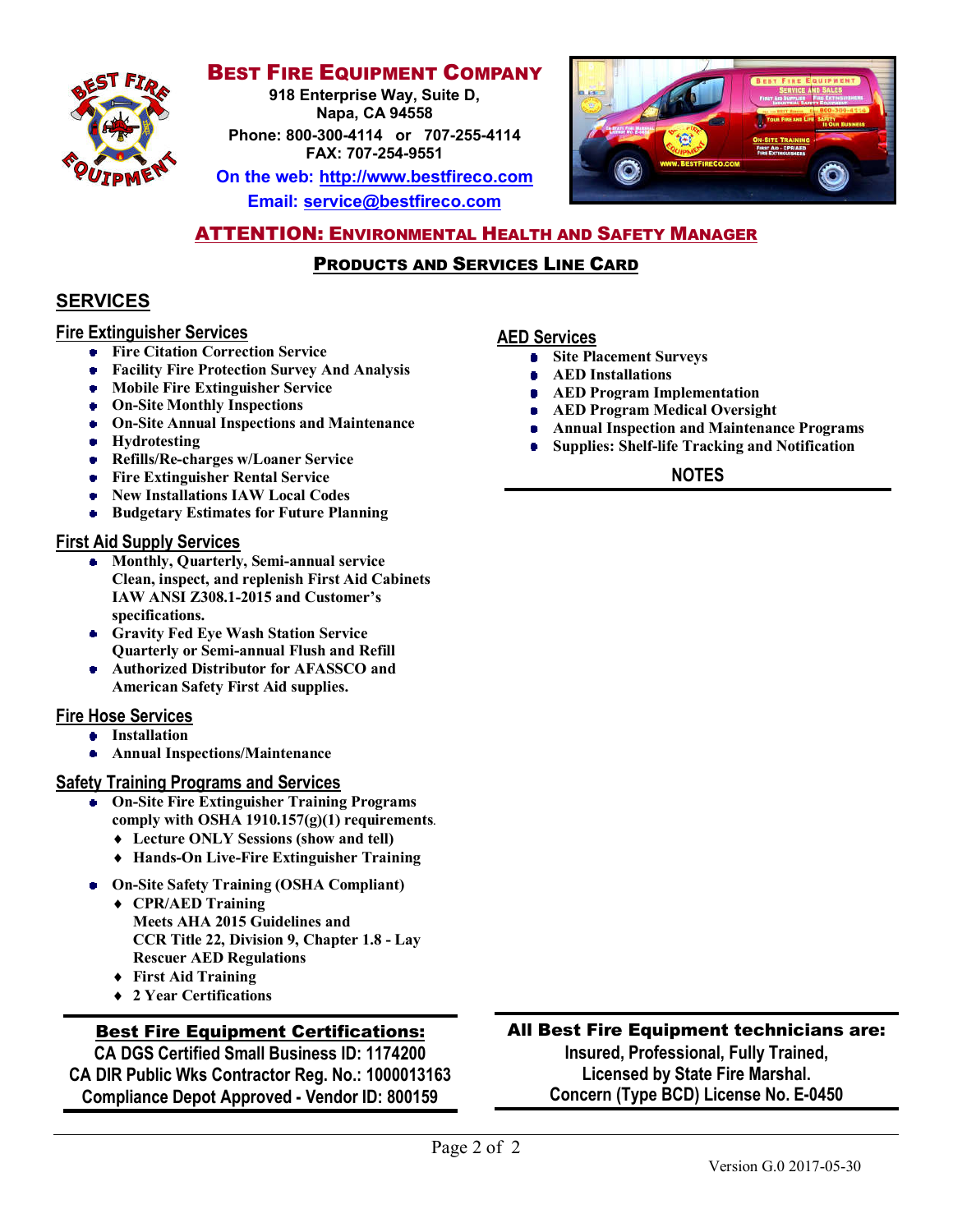# Best Fire Equipment Company

**918 Enterprise Way, Suite D,**
**Napa, CA 94558**
**Phone: 800-300-4114 or 707-255-4114**
**FAX: 707-254-9551**
**On the web: http://www.bestfireco.com**
**Email: service@bestfireco.com**

## ATTENTION: Environmental Health and Safety Manager

### Products and Services Line Card

## SERVICES

### Fire Extinguisher Services

- **Fire Citation Correction Service**
- **Facility Fire Protection Survey And Analysis**
- **Mobile Fire Extinguisher Service**
- **On-Site Monthly Inspections**
- **On-Site Annual Inspections and Maintenance**
- **Hydrotesting**
- **Refills/Re-charges w/Loaner Service**
- **Fire Extinguisher Rental Service**
- **New Installations IAW Local Codes**
- **Budgetary Estimates for Future Planning**

### First Aid Supply Services

- **Monthly, Quarterly, Semi-annual service Clean, inspect, and replenish First Aid Cabinets IAW ANSI Z308.1-2015 and Customer's specifications.**
- **Gravity Fed Eye Wash Station Service Quarterly or Semi-annual Flush and Refill**
- **Authorized Distributor for AFASSCO and American Safety First Aid supplies.**

### Fire Hose Services

- **Installation**
- **Annual Inspections/Maintenance**

### Safety Training Programs and Services

- **On-Site Fire Extinguisher Training Programs comply with OSHA 1910.157(g)(1) requirements.**
  - **Lecture ONLY Sessions (show and tell)**
  - **Hands-On Live-Fire Extinguisher Training**
- **On-Site Safety Training (OSHA Compliant)**
  - **CPR/AED Training Meets AHA 2015 Guidelines and CCR Title 22, Division 9, Chapter 1.8 - Lay Rescuer AED Regulations**
  - **First Aid Training**
  - **2 Year Certifications**

### AED Services

- **Site Placement Surveys**
- **AED Installations**
- **AED Program Implementation**
- **AED Program Medical Oversight**
- **Annual Inspection and Maintenance Programs**
- **Supplies: Shelf-life Tracking and Notification**

**NOTES**

### Best Fire Equipment Certifications:

**CA DGS Certified Small Business ID: 1174200**
**CA DIR Public Wks Contractor Reg. No.: 1000013163**
**Compliance Depot Approved - Vendor ID: 800159**

### All Best Fire Equipment technicians are:

**Insured, Professional, Fully Trained,**
**Licensed by State Fire Marshal.**
**Concern (Type BCD) License No. E-0450**

Version G.0 2017-05-30